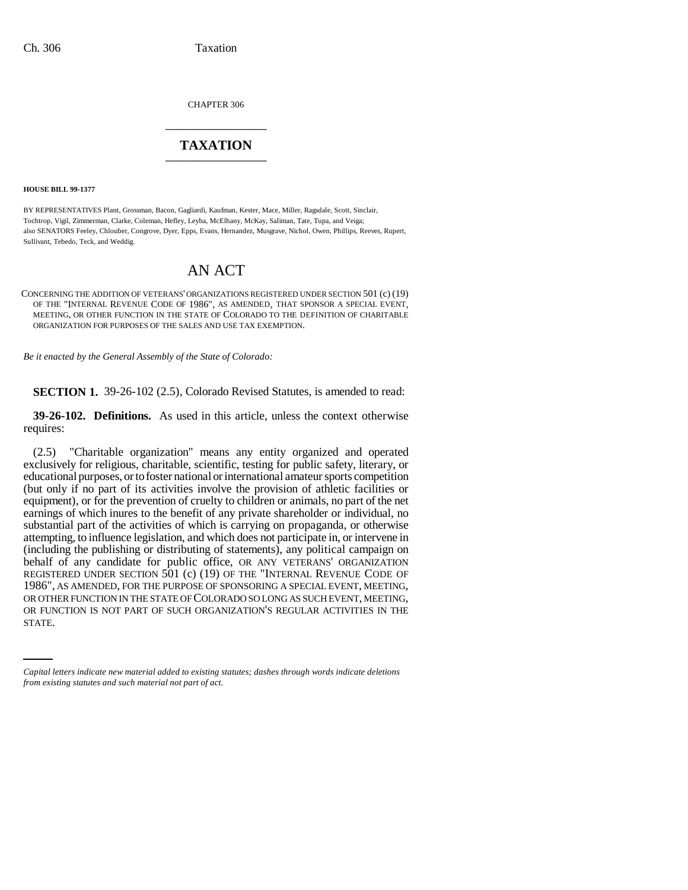CHAPTER 306

# TAXATION

**HOUSE BILL 99-1377**

BY REPRESENTATIVES Plant, Grossman, Bacon, Gagliardi, Kaufman, Kester, Mace, Miller, Ragsdale, Scott, Sinclair, Tochtrop, Vigil, Zimmerman, Clarke, Coleman, Hefley, Leyba, McElhany, McKay, Saliman, Tate, Tupa, and Veiga;
also SENATORS Feeley, Chlouber, Congrove, Dyer, Epps, Evans, Hernandez, Musgrave, Nichol, Owen, Phillips, Reeves, Rupert, Sullivant, Tebedo, Teck, and Weddig.

## AN ACT

CONCERNING THE ADDITION OF VETERANS' ORGANIZATIONS REGISTERED UNDER SECTION 501 (c) (19) OF THE "INTERNAL REVENUE CODE OF 1986", AS AMENDED, THAT SPONSOR A SPECIAL EVENT, MEETING, OR OTHER FUNCTION IN THE STATE OF COLORADO TO THE DEFINITION OF CHARITABLE ORGANIZATION FOR PURPOSES OF THE SALES AND USE TAX EXEMPTION.

*Be it enacted by the General Assembly of the State of Colorado:*

**SECTION 1.** 39-26-102 (2.5), Colorado Revised Statutes, is amended to read:

**39-26-102. Definitions.** As used in this article, unless the context otherwise requires:

(2.5) "Charitable organization" means any entity organized and operated exclusively for religious, charitable, scientific, testing for public safety, literary, or educational purposes, or to foster national or international amateur sports competition (but only if no part of its activities involve the provision of athletic facilities or equipment), or for the prevention of cruelty to children or animals, no part of the net earnings of which inures to the benefit of any private shareholder or individual, no substantial part of the activities of which is carrying on propaganda, or otherwise attempting, to influence legislation, and which does not participate in, or intervene in (including the publishing or distributing of statements), any political campaign on behalf of any candidate for public office, OR ANY VETERANS' ORGANIZATION REGISTERED UNDER SECTION 501 (c) (19) OF THE "INTERNAL REVENUE CODE OF 1986", AS AMENDED, FOR THE PURPOSE OF SPONSORING A SPECIAL EVENT, MEETING, OR OTHER FUNCTION IN THE STATE OF COLORADO SO LONG AS SUCH EVENT, MEETING, OR FUNCTION IS NOT PART OF SUCH ORGANIZATION'S REGULAR ACTIVITIES IN THE STATE.

*Capital letters indicate new material added to existing statutes; dashes through words indicate deletions from existing statutes and such material not part of act.*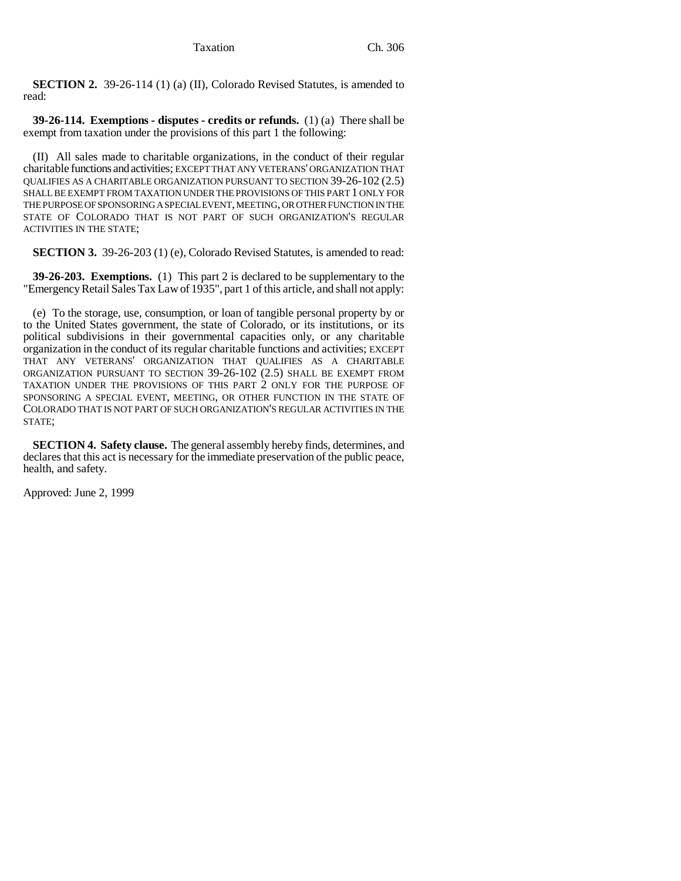**SECTION 2.** 39-26-114 (1) (a) (II), Colorado Revised Statutes, is amended to read:

**39-26-114. Exemptions - disputes - credits or refunds.** (1) (a) There shall be exempt from taxation under the provisions of this part 1 the following:

(II) All sales made to charitable organizations, in the conduct of their regular charitable functions and activities; EXCEPT THAT ANY VETERANS' ORGANIZATION THAT QUALIFIES AS A CHARITABLE ORGANIZATION PURSUANT TO SECTION 39-26-102 (2.5) SHALL BE EXEMPT FROM TAXATION UNDER THE PROVISIONS OF THIS PART 1 ONLY FOR THE PURPOSE OF SPONSORING A SPECIAL EVENT, MEETING, OR OTHER FUNCTION IN THE STATE OF COLORADO THAT IS NOT PART OF SUCH ORGANIZATION'S REGULAR ACTIVITIES IN THE STATE;

**SECTION 3.** 39-26-203 (1) (e), Colorado Revised Statutes, is amended to read:

**39-26-203. Exemptions.** (1) This part 2 is declared to be supplementary to the "Emergency Retail Sales Tax Law of 1935", part 1 of this article, and shall not apply:

(e) To the storage, use, consumption, or loan of tangible personal property by or to the United States government, the state of Colorado, or its institutions, or its political subdivisions in their governmental capacities only, or any charitable organization in the conduct of its regular charitable functions and activities; EXCEPT THAT ANY VETERANS' ORGANIZATION THAT QUALIFIES AS A CHARITABLE ORGANIZATION PURSUANT TO SECTION 39-26-102 (2.5) SHALL BE EXEMPT FROM TAXATION UNDER THE PROVISIONS OF THIS PART 2 ONLY FOR THE PURPOSE OF SPONSORING A SPECIAL EVENT, MEETING, OR OTHER FUNCTION IN THE STATE OF COLORADO THAT IS NOT PART OF SUCH ORGANIZATION'S REGULAR ACTIVITIES IN THE STATE;

**SECTION 4. Safety clause.** The general assembly hereby finds, determines, and declares that this act is necessary for the immediate preservation of the public peace, health, and safety.

Approved: June 2, 1999